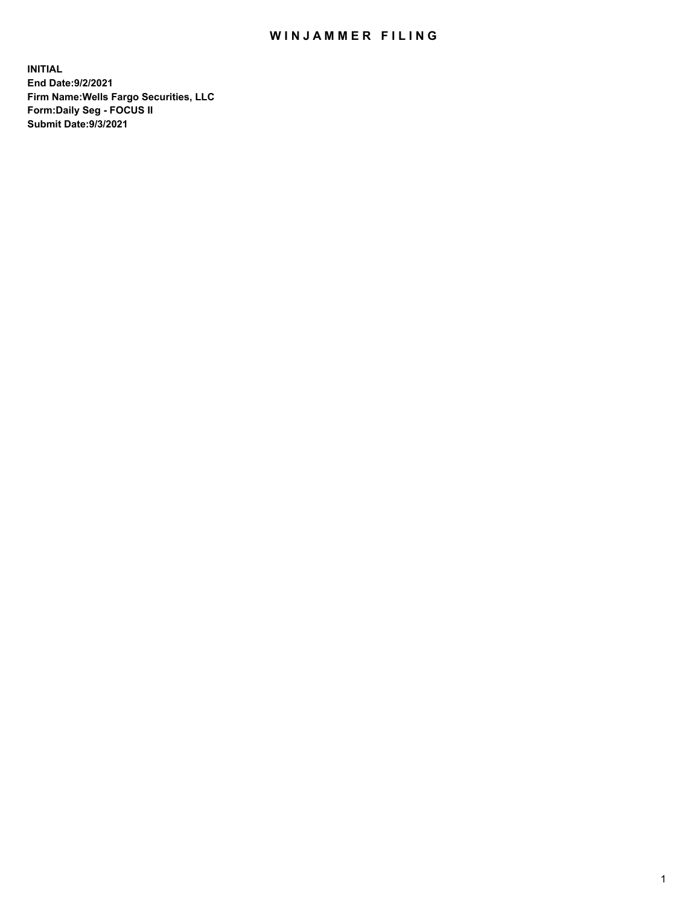# WINJAMMER FILING

**INITIAL**
**End Date:9/2/2021**
**Firm Name:Wells Fargo Securities, LLC**
**Form:Daily Seg - FOCUS II**
**Submit Date:9/3/2021**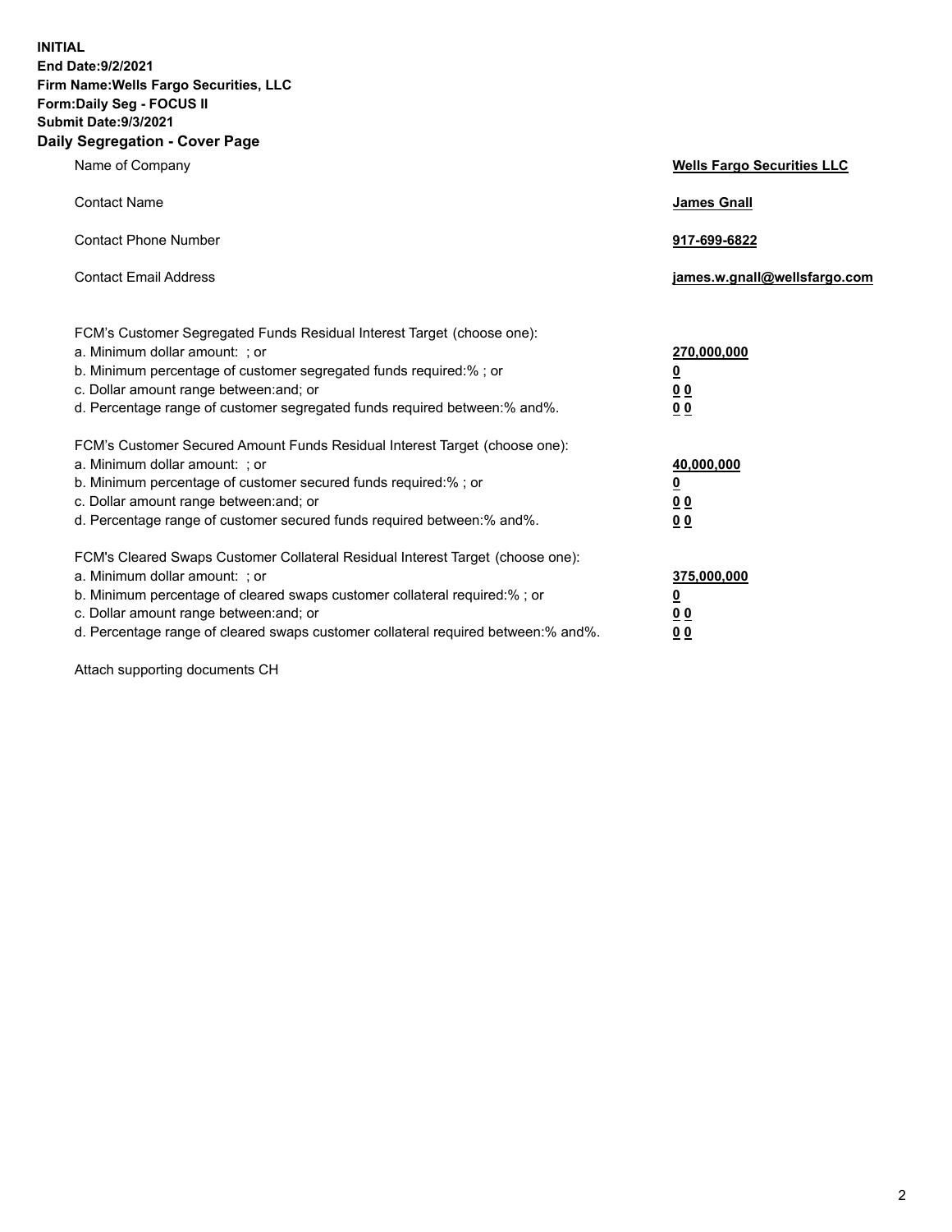**INITIAL**
**End Date:9/2/2021**
**Firm Name:Wells Fargo Securities, LLC**
**Form:Daily Seg - FOCUS II**
**Submit Date:9/3/2021**

## Daily Segregation - Cover Page

| | |
|---|---|
| Name of Company | **Wells Fargo Securities LLC** |
| Contact Name | **James Gnall** |
| Contact Phone Number | **917-699-6822** |
| Contact Email Address | **james.w.gnall@wellsfargo.com** |

| | |
|---|---|
| FCM's Customer Segregated Funds Residual Interest Target (choose one): | |
| a. Minimum dollar amount: ; or | **270,000,000** |
| b. Minimum percentage of customer segregated funds required:% ; or | **0** |
| c. Dollar amount range between:and; or | **0 0** |
| d. Percentage range of customer segregated funds required between:% and%. | **0 0** |
| FCM's Customer Secured Amount Funds Residual Interest Target (choose one): | |
| a. Minimum dollar amount: ; or | **40,000,000** |
| b. Minimum percentage of customer secured funds required:% ; or | **0** |
| c. Dollar amount range between:and; or | **0 0** |
| d. Percentage range of customer secured funds required between:% and%. | **0 0** |
| FCM's Cleared Swaps Customer Collateral Residual Interest Target (choose one): | |
| a. Minimum dollar amount: ; or | **375,000,000** |
| b. Minimum percentage of cleared swaps customer collateral required:% ; or | **0** |
| c. Dollar amount range between:and; or | **0 0** |
| d. Percentage range of cleared swaps customer collateral required between:% and%. | **0 0** |

Attach supporting documents CH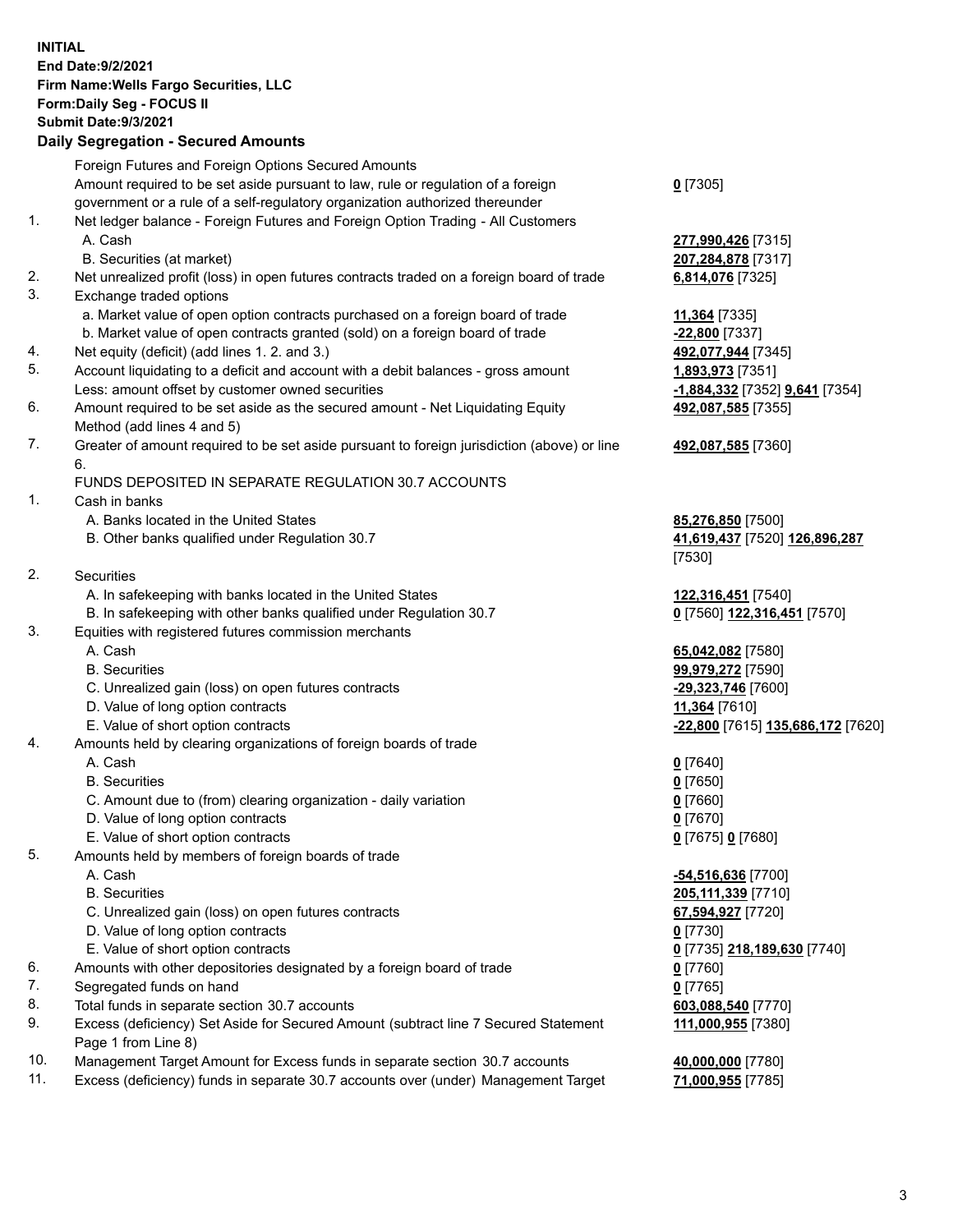**INITIAL**
**End Date:9/2/2021**
**Firm Name:Wells Fargo Securities, LLC**
**Form:Daily Seg - FOCUS II**
**Submit Date:9/3/2021**

## Daily Segregation - Secured Amounts

| | | |
|---|---|---|
| | Foreign Futures and Foreign Options Secured Amounts | |
| | Amount required to be set aside pursuant to law, rule or regulation of a foreign government or a rule of a self-regulatory organization authorized thereunder | **0** [7305] |
| 1. | Net ledger balance - Foreign Futures and Foreign Option Trading - All Customers | |
| | A. Cash | **277,990,426** [7315] |
| | B. Securities (at market) | **207,284,878** [7317] |
| 2. | Net unrealized profit (loss) in open futures contracts traded on a foreign board of trade | **6,814,076** [7325] |
| 3. | Exchange traded options | |
| | a. Market value of open option contracts purchased on a foreign board of trade | **11,364** [7335] |
| | b. Market value of open contracts granted (sold) on a foreign board of trade | **-22,800** [7337] |
| 4. | Net equity (deficit) (add lines 1. 2. and 3.) | **492,077,944** [7345] |
| 5. | Account liquidating to a deficit and account with a debit balances - gross amount | **1,893,973** [7351] |
| | Less: amount offset by customer owned securities | **-1,884,332** [7352] **9,641** [7354] |
| 6. | Amount required to be set aside as the secured amount - Net Liquidating Equity Method (add lines 4 and 5) | **492,087,585** [7355] |
| 7. | Greater of amount required to be set aside pursuant to foreign jurisdiction (above) or line 6. | **492,087,585** [7360] |
| | FUNDS DEPOSITED IN SEPARATE REGULATION 30.7 ACCOUNTS | |
| 1. | Cash in banks | |
| | A. Banks located in the United States | **85,276,850** [7500] |
| | B. Other banks qualified under Regulation 30.7 | **41,619,437** [7520] **126,896,287** [7530] |
| 2. | Securities | |
| | A. In safekeeping with banks located in the United States | **122,316,451** [7540] |
| | B. In safekeeping with other banks qualified under Regulation 30.7 | **0** [7560] **122,316,451** [7570] |
| 3. | Equities with registered futures commission merchants | |
| | A. Cash | **65,042,082** [7580] |
| | B. Securities | **99,979,272** [7590] |
| | C. Unrealized gain (loss) on open futures contracts | **-29,323,746** [7600] |
| | D. Value of long option contracts | **11,364** [7610] |
| | E. Value of short option contracts | **-22,800** [7615] **135,686,172** [7620] |
| 4. | Amounts held by clearing organizations of foreign boards of trade | |
| | A. Cash | **0** [7640] |
| | B. Securities | **0** [7650] |
| | C. Amount due to (from) clearing organization - daily variation | **0** [7660] |
| | D. Value of long option contracts | **0** [7670] |
| | E. Value of short option contracts | **0** [7675] **0** [7680] |
| 5. | Amounts held by members of foreign boards of trade | |
| | A. Cash | **-54,516,636** [7700] |
| | B. Securities | **205,111,339** [7710] |
| | C. Unrealized gain (loss) on open futures contracts | **67,594,927** [7720] |
| | D. Value of long option contracts | **0** [7730] |
| | E. Value of short option contracts | **0** [7735] **218,189,630** [7740] |
| 6. | Amounts with other depositories designated by a foreign board of trade | **0** [7760] |
| 7. | Segregated funds on hand | **0** [7765] |
| 8. | Total funds in separate section 30.7 accounts | **603,088,540** [7770] |
| 9. | Excess (deficiency) Set Aside for Secured Amount (subtract line 7 Secured Statement Page 1 from Line 8) | **111,000,955** [7380] |
| 10. | Management Target Amount for Excess funds in separate section 30.7 accounts | **40,000,000** [7780] |
| 11. | Excess (deficiency) funds in separate 30.7 accounts over (under) Management Target | **71,000,955** [7785] |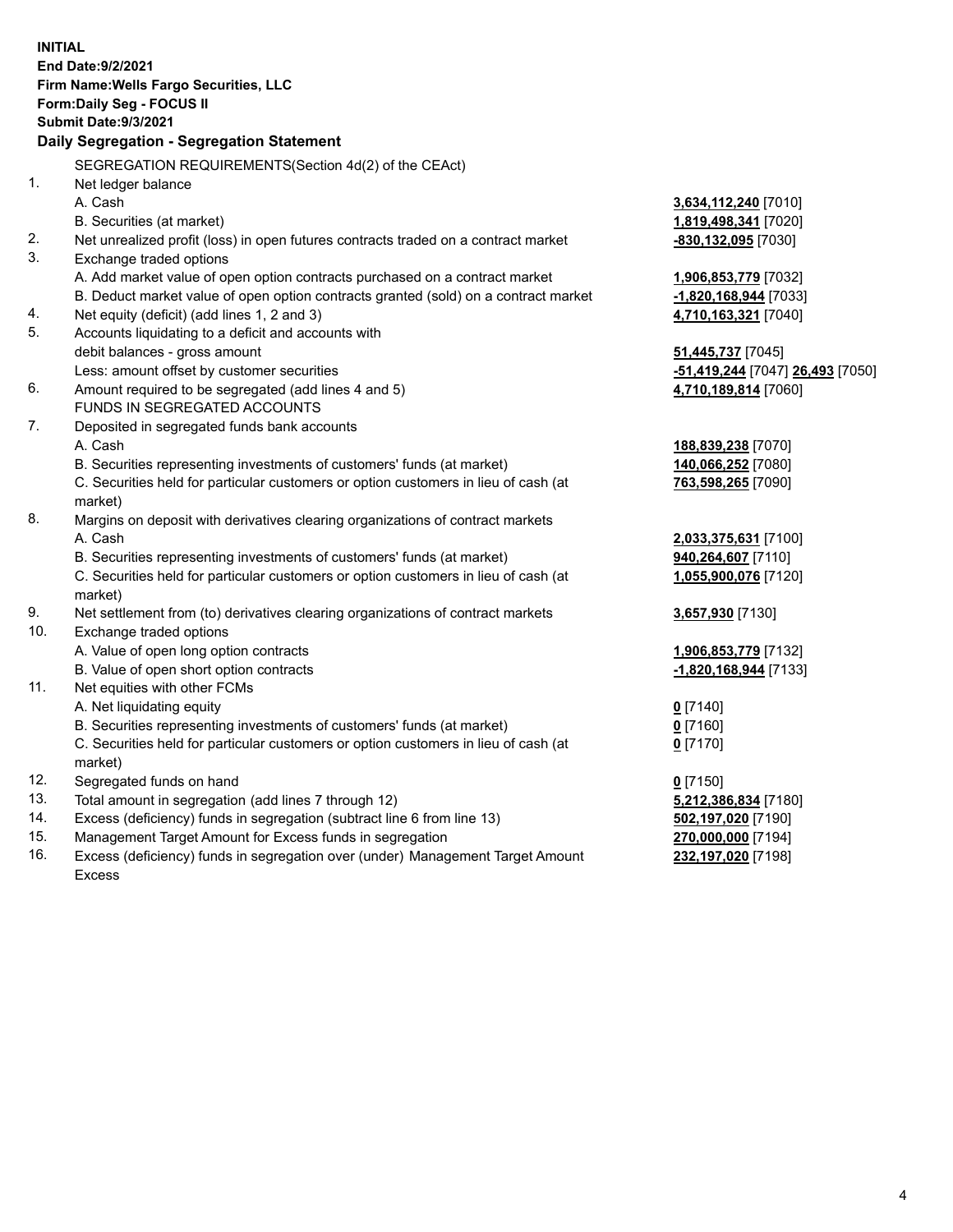**INITIAL**
**End Date:9/2/2021**
**Firm Name:Wells Fargo Securities, LLC**
**Form:Daily Seg - FOCUS II**
**Submit Date:9/3/2021**

**Daily Segregation - Segregation Statement**

SEGREGATION REQUIREMENTS(Section 4d(2) of the CEAct)

| | | |
|---|---|---|
| 1. | Net ledger balance | |
| | A. Cash | **3,634,112,240** [7010] |
| | B. Securities (at market) | **1,819,498,341** [7020] |
| 2. | Net unrealized profit (loss) in open futures contracts traded on a contract market | **-830,132,095** [7030] |
| 3. | Exchange traded options | |
| | A. Add market value of open option contracts purchased on a contract market | **1,906,853,779** [7032] |
| | B. Deduct market value of open option contracts granted (sold) on a contract market | **-1,820,168,944** [7033] |
| 4. | Net equity (deficit) (add lines 1, 2 and 3) | **4,710,163,321** [7040] |
| 5. | Accounts liquidating to a deficit and accounts with | |
| | debit balances - gross amount | **51,445,737** [7045] |
| | Less: amount offset by customer securities | **-51,419,244** [7047] **26,493** [7050] |
| 6. | Amount required to be segregated (add lines 4 and 5) | **4,710,189,814** [7060] |
| | FUNDS IN SEGREGATED ACCOUNTS | |
| 7. | Deposited in segregated funds bank accounts | |
| | A. Cash | **188,839,238** [7070] |
| | B. Securities representing investments of customers' funds (at market) | **140,066,252** [7080] |
| | C. Securities held for particular customers or option customers in lieu of cash (at market) | **763,598,265** [7090] |
| 8. | Margins on deposit with derivatives clearing organizations of contract markets | |
| | A. Cash | **2,033,375,631** [7100] |
| | B. Securities representing investments of customers' funds (at market) | **940,264,607** [7110] |
| | C. Securities held for particular customers or option customers in lieu of cash (at market) | **1,055,900,076** [7120] |
| 9. | Net settlement from (to) derivatives clearing organizations of contract markets | **3,657,930** [7130] |
| 10. | Exchange traded options | |
| | A. Value of open long option contracts | **1,906,853,779** [7132] |
| | B. Value of open short option contracts | **-1,820,168,944** [7133] |
| 11. | Net equities with other FCMs | |
| | A. Net liquidating equity | **0** [7140] |
| | B. Securities representing investments of customers' funds (at market) | **0** [7160] |
| | C. Securities held for particular customers or option customers in lieu of cash (at market) | **0** [7170] |
| 12. | Segregated funds on hand | **0** [7150] |
| 13. | Total amount in segregation (add lines 7 through 12) | **5,212,386,834** [7180] |
| 14. | Excess (deficiency) funds in segregation (subtract line 6 from line 13) | **502,197,020** [7190] |
| 15. | Management Target Amount for Excess funds in segregation | **270,000,000** [7194] |
| 16. | Excess (deficiency) funds in segregation over (under) Management Target Amount Excess | **232,197,020** [7198] |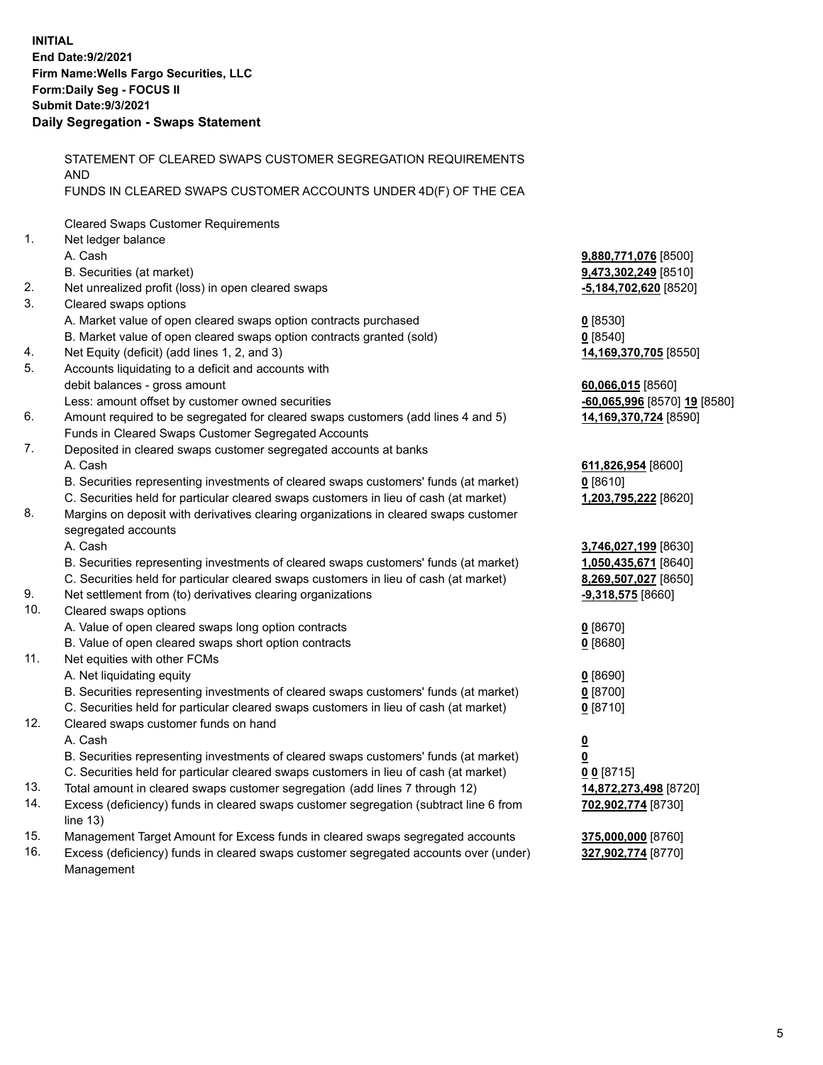**INITIAL**
**End Date:9/2/2021**
**Firm Name:Wells Fargo Securities, LLC**
**Form:Daily Seg - FOCUS II**
**Submit Date:9/3/2021**
**Daily Segregation - Swaps Statement**

STATEMENT OF CLEARED SWAPS CUSTOMER SEGREGATION REQUIREMENTS AND
FUNDS IN CLEARED SWAPS CUSTOMER ACCOUNTS UNDER 4D(F) OF THE CEA

| | | |
|---|---|---|
| | Cleared Swaps Customer Requirements | |
| 1. | Net ledger balance | |
| | A. Cash | **9,880,771,076** [8500] |
| | B. Securities (at market) | **9,473,302,249** [8510] |
| 2. | Net unrealized profit (loss) in open cleared swaps | **-5,184,702,620** [8520] |
| 3. | Cleared swaps options | |
| | A. Market value of open cleared swaps option contracts purchased | **0** [8530] |
| | B. Market value of open cleared swaps option contracts granted (sold) | **0** [8540] |
| 4. | Net Equity (deficit) (add lines 1, 2, and 3) | **14,169,370,705** [8550] |
| 5. | Accounts liquidating to a deficit and accounts with | |
| | debit balances - gross amount | **60,066,015** [8560] |
| | Less: amount offset by customer owned securities | **-60,065,996** [8570] **19** [8580] |
| 6. | Amount required to be segregated for cleared swaps customers (add lines 4 and 5) | **14,169,370,724** [8590] |
| | Funds in Cleared Swaps Customer Segregated Accounts | |
| 7. | Deposited in cleared swaps customer segregated accounts at banks | |
| | A. Cash | **611,826,954** [8600] |
| | B. Securities representing investments of cleared swaps customers' funds (at market) | **0** [8610] |
| | C. Securities held for particular cleared swaps customers in lieu of cash (at market) | **1,203,795,222** [8620] |
| 8. | Margins on deposit with derivatives clearing organizations in cleared swaps customer segregated accounts | |
| | A. Cash | **3,746,027,199** [8630] |
| | B. Securities representing investments of cleared swaps customers' funds (at market) | **1,050,435,671** [8640] |
| | C. Securities held for particular cleared swaps customers in lieu of cash (at market) | **8,269,507,027** [8650] |
| 9. | Net settlement from (to) derivatives clearing organizations | **-9,318,575** [8660] |
| 10. | Cleared swaps options | |
| | A. Value of open cleared swaps long option contracts | **0** [8670] |
| | B. Value of open cleared swaps short option contracts | **0** [8680] |
| 11. | Net equities with other FCMs | |
| | A. Net liquidating equity | **0** [8690] |
| | B. Securities representing investments of cleared swaps customers' funds (at market) | **0** [8700] |
| | C. Securities held for particular cleared swaps customers in lieu of cash (at market) | **0** [8710] |
| 12. | Cleared swaps customer funds on hand | |
| | A. Cash | **0** |
| | B. Securities representing investments of cleared swaps customers' funds (at market) | **0** |
| | C. Securities held for particular cleared swaps customers in lieu of cash (at market) | **0** **0** [8715] |
| 13. | Total amount in cleared swaps customer segregation (add lines 7 through 12) | **14,872,273,498** [8720] |
| 14. | Excess (deficiency) funds in cleared swaps customer segregation (subtract line 6 from line 13) | **702,902,774** [8730] |
| 15. | Management Target Amount for Excess funds in cleared swaps segregated accounts | **375,000,000** [8760] |
| 16. | Excess (deficiency) funds in cleared swaps customer segregated accounts over (under) Management | **327,902,774** [8770] |